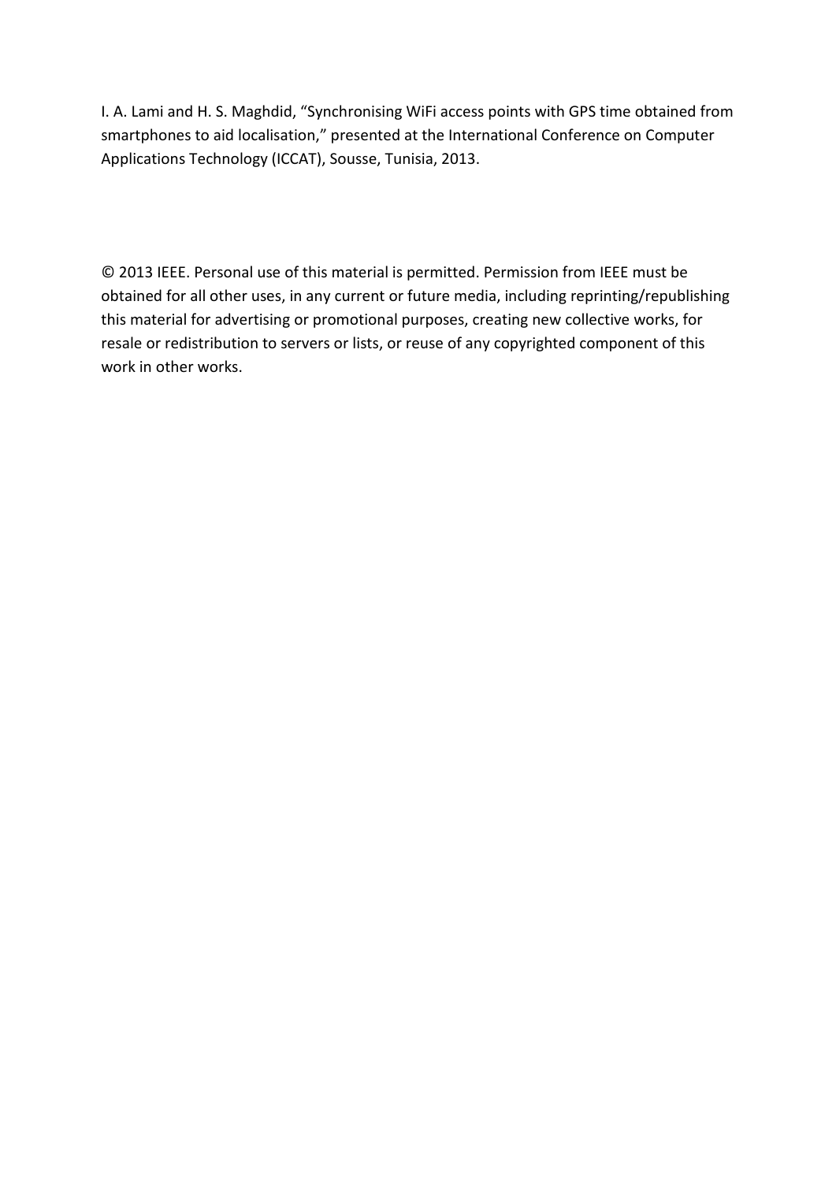I. A. Lami and H. S. Maghdid, “Synchronising WiFi access points with GPS time obtained from smartphones to aid localisation,” presented at the International Conference on Computer Applications Technology (ICCAT), Sousse, Tunisia, 2013.

© 2013 IEEE. Personal use of this material is permitted. Permission from IEEE must be obtained for all other uses, in any current or future media, including reprinting/republishing this material for advertising or promotional purposes, creating new collective works, for resale or redistribution to servers or lists, or reuse of any copyrighted component of this work in other works.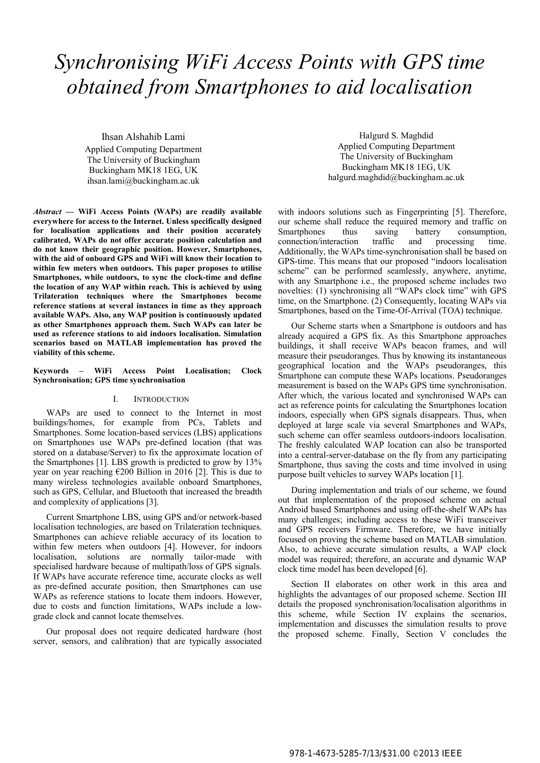# *Synchronising WiFi Access Points with GPS time obtained from Smartphones to aid localisation*

Ihsan Alshahib Lami
Applied Computing Department
The University of Buckingham
Buckingham MK18 1EG, UK
ihsan.lami@buckingham.ac.uk

Halgurd S. Maghdid
Applied Computing Department
The University of Buckingham
Buckingham MK18 1EG, UK
halgurd.maghdid@buckingham.ac.uk

***Abstract*** **— WiFi Access Points (WAPs) are readily available everywhere for access to the Internet. Unless specifically designed for localisation applications and their position accurately calibrated, WAPs do not offer accurate position calculation and do not know their geographic position. However, Smartphones, with the aid of onboard GPS and WiFi will know their location to within few meters when outdoors. This paper proposes to utilise Smartphones, while outdoors, to sync the clock-time and define the location of any WAP within reach. This is achieved by using Trilateration techniques where the Smartphones become reference stations at several instances in time as they approach available WAPs. Also, any WAP position is continuously updated as other Smartphones approach them. Such WAPs can later be used as reference stations to aid indoors localisation. Simulation scenarios based on MATLAB implementation has proved the viability of this scheme.**

**Keywords – WiFi Access Point Localisation; Clock Synchronisation; GPS time synchronisation**

## I. INTRODUCTION

WAPs are used to connect to the Internet in most buildings/homes, for example from PCs, Tablets and Smartphones. Some location-based services (LBS) applications on Smartphones use WAPs pre-defined location (that was stored on a database/Server) to fix the approximate location of the Smartphones [1]. LBS growth is predicted to grow by 13% year on year reaching €200 Billion in 2016 [2]. This is due to many wireless technologies available onboard Smartphones, such as GPS, Cellular, and Bluetooth that increased the breadth and complexity of applications [3].

Current Smartphone LBS, using GPS and/or network-based localisation technologies, are based on Trilateration techniques. Smartphones can achieve reliable accuracy of its location to within few meters when outdoors [4]. However, for indoors localisation, solutions are normally tailor-made with specialised hardware because of multipath/loss of GPS signals. If WAPs have accurate reference time, accurate clocks as well as pre-defined accurate position, then Smartphones can use WAPs as reference stations to locate them indoors. However, due to costs and function limitations, WAPs include a low-grade clock and cannot locate themselves.

Our proposal does not require dedicated hardware (host server, sensors, and calibration) that are typically associated with indoors solutions such as Fingerprinting [5]. Therefore, our scheme shall reduce the required memory and traffic on Smartphones thus saving battery consumption, connection/interaction traffic and processing time. Additionally, the WAPs time-synchronisation shall be based on GPS-time. This means that our proposed "indoors localisation scheme" can be performed seamlessly, anywhere, anytime, with any Smartphone i.e., the proposed scheme includes two novelties: (1) synchronising all "WAPs clock time" with GPS time, on the Smartphone. (2) Consequently, locating WAPs via Smartphones, based on the Time-Of-Arrival (TOA) technique.

Our Scheme starts when a Smartphone is outdoors and has already acquired a GPS fix. As this Smartphone approaches buildings, it shall receive WAPs beacon frames, and will measure their pseudoranges. Thus by knowing its instantaneous geographical location and the WAPs pseudoranges, this Smartphone can compute these WAPs locations. Pseudoranges measurement is based on the WAPs GPS time synchronisation. After which, the various located and synchronised WAPs can act as reference points for calculating the Smartphones location indoors, especially when GPS signals disappears. Thus, when deployed at large scale via several Smartphones and WAPs, such scheme can offer seamless outdoors-indoors localisation. The freshly calculated WAP location can also be transported into a central-server-database on the fly from any participating Smartphone, thus saving the costs and time involved in using purpose built vehicles to survey WAPs location [1].

During implementation and trials of our scheme, we found out that implementation of the proposed scheme on actual Android based Smartphones and using off-the-shelf WAPs has many challenges; including access to these WiFi transceiver and GPS receivers Firmware. Therefore, we have initially focused on proving the scheme based on MATLAB simulation. Also, to achieve accurate simulation results, a WAP clock model was required; therefore, an accurate and dynamic WAP clock time model has been developed [6].

Section II elaborates on other work in this area and highlights the advantages of our proposed scheme. Section III details the proposed synchronisation/localisation algorithms in this scheme, while Section IV explains the scenarios, implementation and discusses the simulation results to prove the proposed scheme. Finally, Section V concludes the

978-1-4673-5285-7/13/$31.00 ©2013 IEEE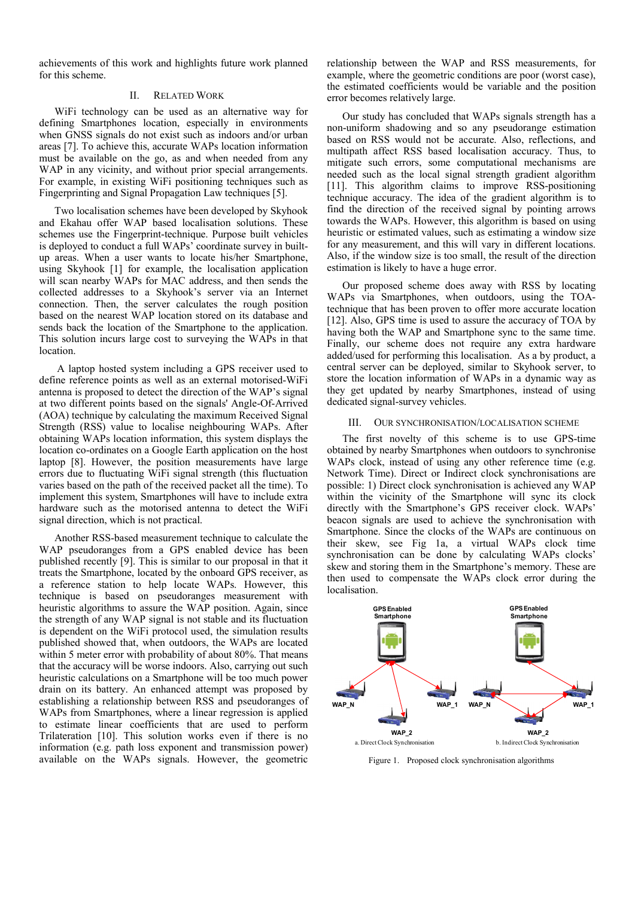achievements of this work and highlights future work planned for this scheme.

## II. Related Work

WiFi technology can be used as an alternative way for defining Smartphones location, especially in environments when GNSS signals do not exist such as indoors and/or urban areas [7]. To achieve this, accurate WAPs location information must be available on the go, as and when needed from any WAP in any vicinity, and without prior special arrangements. For example, in existing WiFi positioning techniques such as Fingerprinting and Signal Propagation Law techniques [5].

Two localisation schemes have been developed by Skyhook and Ekahau offer WAP based localisation solutions. These schemes use the Fingerprint-technique. Purpose built vehicles is deployed to conduct a full WAPs' coordinate survey in built-up areas. When a user wants to locate his/her Smartphone, using Skyhook [1] for example, the localisation application will scan nearby WAPs for MAC address, and then sends the collected addresses to a Skyhook's server via an Internet connection. Then, the server calculates the rough position based on the nearest WAP location stored on its database and sends back the location of the Smartphone to the application. This solution incurs large cost to surveying the WAPs in that location.

A laptop hosted system including a GPS receiver used to define reference points as well as an external motorised-WiFi antenna is proposed to detect the direction of the WAP's signal at two different points based on the signals' Angle-Of-Arrived (AOA) technique by calculating the maximum Received Signal Strength (RSS) value to localise neighbouring WAPs. After obtaining WAPs location information, this system displays the location co-ordinates on a Google Earth application on the host laptop [8]. However, the position measurements have large errors due to fluctuating WiFi signal strength (this fluctuation varies based on the path of the received packet all the time). To implement this system, Smartphones will have to include extra hardware such as the motorised antenna to detect the WiFi signal direction, which is not practical.

Another RSS-based measurement technique to calculate the WAP pseudoranges from a GPS enabled device has been published recently [9]. This is similar to our proposal in that it treats the Smartphone, located by the onboard GPS receiver, as a reference station to help locate WAPs. However, this technique is based on pseudoranges measurement with heuristic algorithms to assure the WAP position. Again, since the strength of any WAP signal is not stable and its fluctuation is dependent on the WiFi protocol used, the simulation results published showed that, when outdoors, the WAPs are located within 5 meter error with probability of about 80%. That means that the accuracy will be worse indoors. Also, carrying out such heuristic calculations on a Smartphone will be too much power drain on its battery. An enhanced attempt was proposed by establishing a relationship between RSS and pseudoranges of WAPs from Smartphones, where a linear regression is applied to estimate linear coefficients that are used to perform Trilateration [10]. This solution works even if there is no information (e.g. path loss exponent and transmission power) available on the WAPs signals. However, the geometric relationship between the WAP and RSS measurements, for example, where the geometric conditions are poor (worst case), the estimated coefficients would be variable and the position error becomes relatively large.

Our study has concluded that WAPs signals strength has a non-uniform shadowing and so any pseudorange estimation based on RSS would not be accurate. Also, reflections, and multipath affect RSS based localisation accuracy. Thus, to mitigate such errors, some computational mechanisms are needed such as the local signal strength gradient algorithm [11]. This algorithm claims to improve RSS-positioning technique accuracy. The idea of the gradient algorithm is to find the direction of the received signal by pointing arrows towards the WAPs. However, this algorithm is based on using heuristic or estimated values, such as estimating a window size for any measurement, and this will vary in different locations. Also, if the window size is too small, the result of the direction estimation is likely to have a huge error.

Our proposed scheme does away with RSS by locating WAPs via Smartphones, when outdoors, using the TOA-technique that has been proven to offer more accurate location [12]. Also, GPS time is used to assure the accuracy of TOA by having both the WAP and Smartphone sync to the same time. Finally, our scheme does not require any extra hardware added/used for performing this localisation. As a by product, a central server can be deployed, similar to Skyhook server, to store the location information of WAPs in a dynamic way as they get updated by nearby Smartphones, instead of using dedicated signal-survey vehicles.

## III. Our Synchronisation/Localisation Scheme

The first novelty of this scheme is to use GPS-time obtained by nearby Smartphones when outdoors to synchronise WAPs clock, instead of using any other reference time (e.g. Network Time). Direct or Indirect clock synchronisations are possible: 1) Direct clock synchronisation is achieved any WAP within the vicinity of the Smartphone will sync its clock directly with the Smartphone's GPS receiver clock. WAPs' beacon signals are used to achieve the synchronisation with Smartphone. Since the clocks of the WAPs are continuous on their skew, see Fig 1a, a virtual WAPs clock time synchronisation can be done by calculating WAPs clocks' skew and storing them in the Smartphone's memory. These are then used to compensate the WAPs clock error during the localisation.

Figure 1. Proposed clock synchronisation algorithms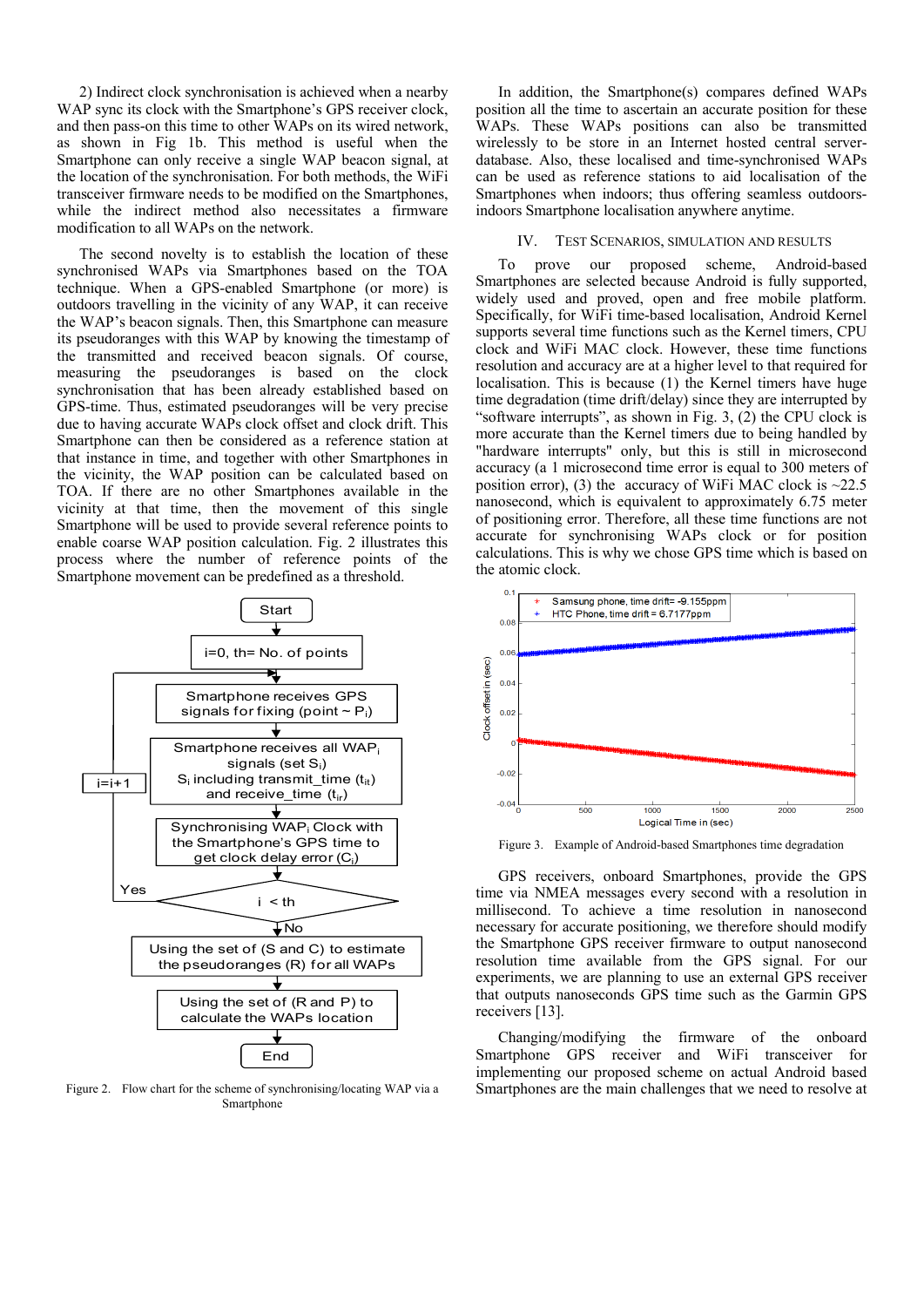2) Indirect clock synchronisation is achieved when a nearby WAP sync its clock with the Smartphone's GPS receiver clock, and then pass-on this time to other WAPs on its wired network, as shown in Fig 1b. This method is useful when the Smartphone can only receive a single WAP beacon signal, at the location of the synchronisation. For both methods, the WiFi transceiver firmware needs to be modified on the Smartphones, while the indirect method also necessitates a firmware modification to all WAPs on the network.

The second novelty is to establish the location of these synchronised WAPs via Smartphones based on the TOA technique. When a GPS-enabled Smartphone (or more) is outdoors travelling in the vicinity of any WAP, it can receive the WAP's beacon signals. Then, this Smartphone can measure its pseudoranges with this WAP by knowing the timestamp of the transmitted and received beacon signals. Of course, measuring the pseudoranges is based on the clock synchronisation that has been already established based on GPS-time. Thus, estimated pseudoranges will be very precise due to having accurate WAPs clock offset and clock drift. This Smartphone can then be considered as a reference station at that instance in time, and together with other Smartphones in the vicinity, the WAP position can be calculated based on TOA. If there are no other Smartphones available in the vicinity at that time, then the movement of this single Smartphone will be used to provide several reference points to enable coarse WAP position calculation. Fig. 2 illustrates this process where the number of reference points of the Smartphone movement can be predefined as a threshold.

Start → $i=0$, th= No. of points → Smartphone receives GPS signals for fixing (point ~ $P_i$) → Smartphone receives all $WAP_i$ signals (set $S_i$) $S_i$ including transmit_time ($t_{it}$) and receive_time ($t_{ir}$) → Synchronising $WAP_i$ Clock with the Smartphone's GPS time to get clock delay error ($C_i$) → $i < th$ (Yes: $i=i+1$, loop back; No: continue) → Using the set of (S and C) to estimate the pseudoranges (R) for all WAPs → Using the set of (R and P) to calculate the WAPs location → End

Figure 2. Flow chart for the scheme of synchronising/locating WAP via a Smartphone

In addition, the Smartphone(s) compares defined WAPs position all the time to ascertain an accurate position for these WAPs. These WAPs positions can also be transmitted wirelessly to be store in an Internet hosted central server-database. Also, these localised and time-synchronised WAPs can be used as reference stations to aid localisation of the Smartphones when indoors; thus offering seamless outdoors-indoors Smartphone localisation anywhere anytime.

## IV. Test Scenarios, Simulation and Results

To prove our proposed scheme, Android-based Smartphones are selected because Android is fully supported, widely used and proved, open and free mobile platform. Specifically, for WiFi time-based localisation, Android Kernel supports several time functions such as the Kernel timers, CPU clock and WiFi MAC clock. However, these time functions resolution and accuracy are at a higher level to that required for localisation. This is because (1) the Kernel timers have huge time degradation (time drift/delay) since they are interrupted by "software interrupts", as shown in Fig. 3, (2) the CPU clock is more accurate than the Kernel timers due to being handled by "hardware interrupts" only, but this is still in microsecond accuracy (a 1 microsecond time error is equal to 300 meters of position error), (3) the accuracy of WiFi MAC clock is ~22.5 nanosecond, which is equivalent to approximately 6.75 meter of positioning error. Therefore, all these time functions are not accurate for synchronising WAPs clock or for position calculations. This is why we chose GPS time which is based on the atomic clock.

Figure 3. Example of Android-based Smartphones time degradation

GPS receivers, onboard Smartphones, provide the GPS time via NMEA messages every second with a resolution in millisecond. To achieve a time resolution in nanosecond necessary for accurate positioning, we therefore should modify the Smartphone GPS receiver firmware to output nanosecond resolution time available from the GPS signal. For our experiments, we are planning to use an external GPS receiver that outputs nanoseconds GPS time such as the Garmin GPS receivers [13].

Changing/modifying the firmware of the onboard Smartphone GPS receiver and WiFi transceiver for implementing our proposed scheme on actual Android based Smartphones are the main challenges that we need to resolve at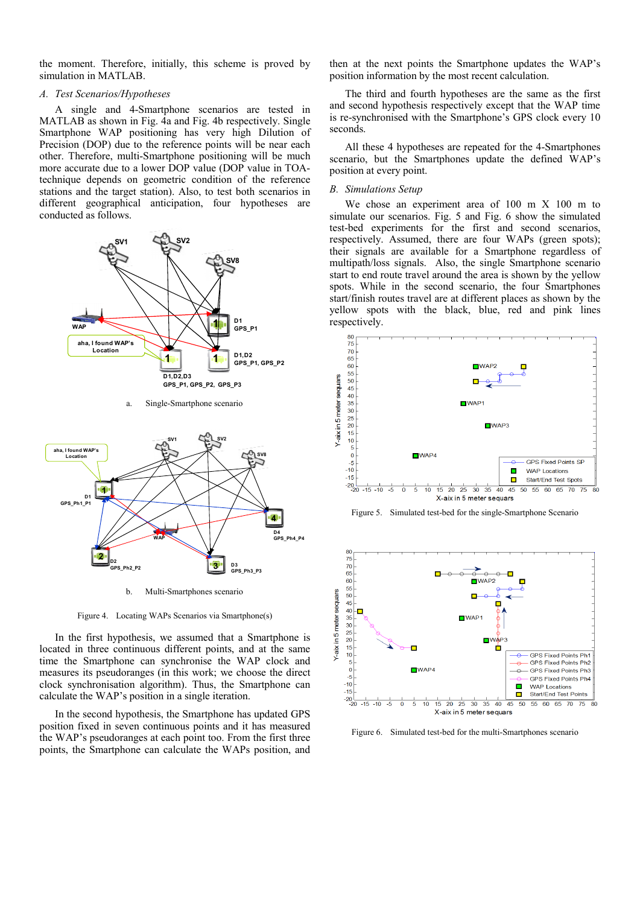the moment. Therefore, initially, this scheme is proved by simulation in MATLAB.

### *A. Test Scenarios/Hypotheses*

A single and 4-Smartphone scenarios are tested in MATLAB as shown in Fig. 4a and Fig. 4b respectively. Single Smartphone WAP positioning has very high Dilution of Precision (DOP) due to the reference points will be near each other. Therefore, multi-Smartphone positioning will be much more accurate due to a lower DOP value (DOP value in TOA-technique depends on geometric condition of the reference stations and the target station). Also, to test both scenarios in different geographical anticipation, four hypotheses are conducted as follows.

a. Single-Smartphone scenario

b. Multi-Smartphones scenario

Figure 4. Locating WAPs Scenarios via Smartphone(s)

In the first hypothesis, we assumed that a Smartphone is located in three continuous different points, and at the same time the Smartphone can synchronise the WAP clock and measures its pseudoranges (in this work; we choose the direct clock synchronisation algorithm). Thus, the Smartphone can calculate the WAP's position in a single iteration.

In the second hypothesis, the Smartphone has updated GPS position fixed in seven continuous points and it has measured the WAP's pseudoranges at each point too. From the first three points, the Smartphone can calculate the WAPs position, and then at the next points the Smartphone updates the WAP's position information by the most recent calculation.

The third and fourth hypotheses are the same as the first and second hypothesis respectively except that the WAP time is re-synchronised with the Smartphone's GPS clock every 10 seconds.

All these 4 hypotheses are repeated for the 4-Smartphones scenario, but the Smartphones update the defined WAP's position at every point.

### *B. Simulations Setup*

We chose an experiment area of 100 m X 100 m to simulate our scenarios. Fig. 5 and Fig. 6 show the simulated test-bed experiments for the first and second scenarios, respectively. Assumed, there are four WAPs (green spots); their signals are available for a Smartphone regardless of multipath/loss signals. Also, the single Smartphone scenario start to and route travel around the area is shown by the yellow spots. While in the second scenario, the four Smartphones start/finish routes travel are at different places as shown by the yellow spots with the black, blue, red and pink lines respectively.

Figure 5. Simulated test-bed for the single-Smartphone Scenario

Figure 6. Simulated test-bed for the multi-Smartphones scenario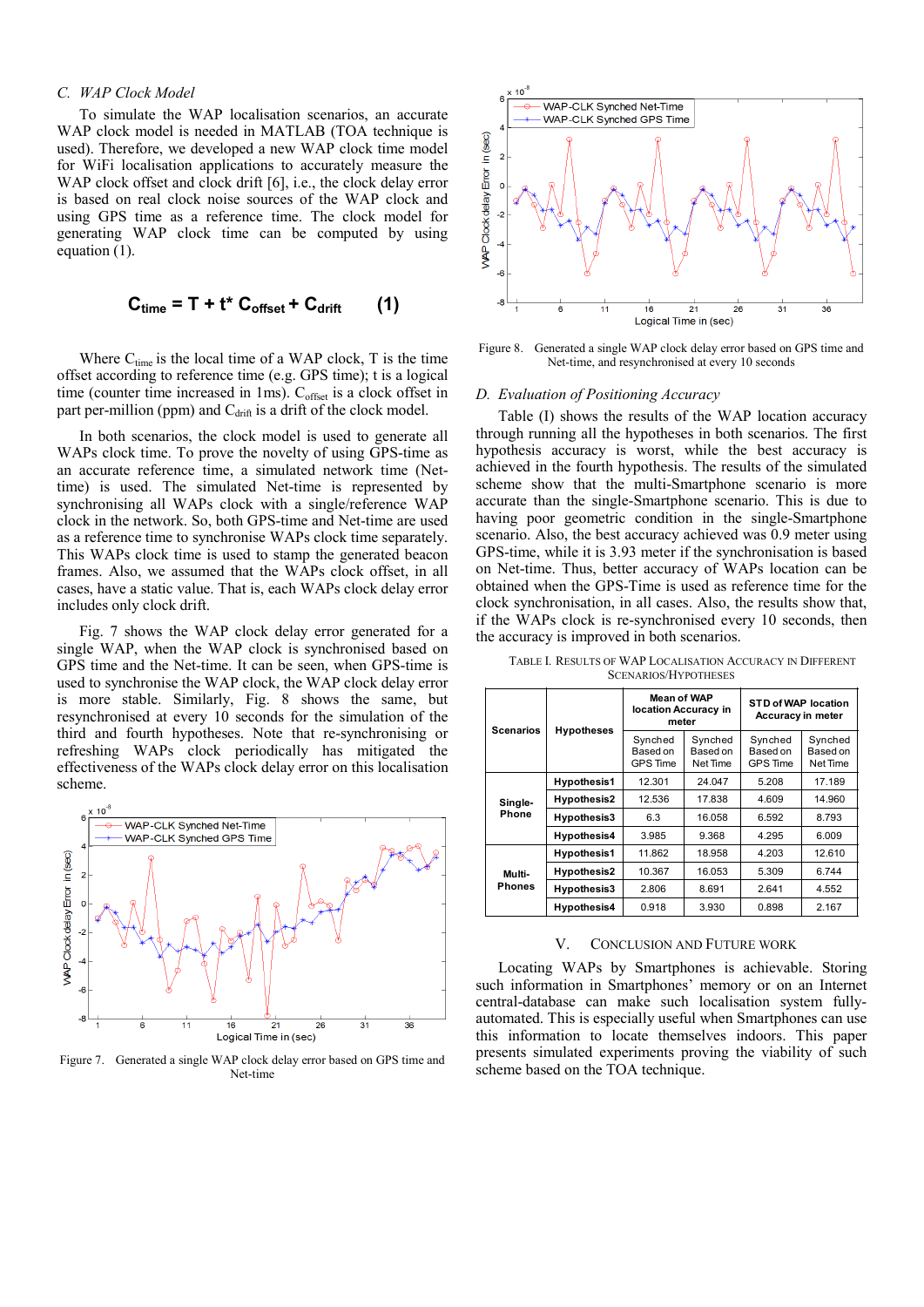### C. WAP Clock Model

To simulate the WAP localisation scenarios, an accurate WAP clock model is needed in MATLAB (TOA technique is used). Therefore, we developed a new WAP clock time model for WiFi localisation applications to accurately measure the WAP clock offset and clock drift [6], i.e., the clock delay error is based on real clock noise sources of the WAP clock and using GPS time as a reference time. The clock model for generating WAP clock time can be computed by using equation (1).

$$C_{time} = T + t^{*} C_{offset} + C_{drift} \qquad (1)$$

Where $C_{time}$ is the local time of a WAP clock, T is the time offset according to reference time (e.g. GPS time); t is a logical time (counter time increased in 1ms). $C_{offset}$ is a clock offset in part per-million (ppm) and $C_{drift}$ is a drift of the clock model.

In both scenarios, the clock model is used to generate all WAPs clock time. To prove the novelty of using GPS-time as an accurate reference time, a simulated network time (Net-time) is used. The simulated Net-time is represented by synchronising all WAPs clock with a single/reference WAP clock in the network. So, both GPS-time and Net-time are used as a reference time to synchronise WAPs clock time separately. This WAPs clock time is used to stamp the generated beacon frames. Also, we assumed that the WAPs clock offset, in all cases, have a static value. That is, each WAPs clock delay error includes only clock drift.

Fig. 7 shows the WAP clock delay error generated for a single WAP, when the WAP clock is synchronised based on GPS time and the Net-time. It can be seen, when GPS-time is used to synchronise the WAP clock, the WAP clock delay error is more stable. Similarly, Fig. 8 shows the same, but resynchronised at every 10 seconds for the simulation of the third and fourth hypotheses. Note that re-synchronising or refreshing WAPs clock periodically has mitigated the effectiveness of the WAPs clock delay error on this localisation scheme.

Figure 7. Generated a single WAP clock delay error based on GPS time and Net-time

Figure 8. Generated a single WAP clock delay error based on GPS time and Net-time, and resynchronised at every 10 seconds

### D. Evaluation of Positioning Accuracy

Table (I) shows the results of the WAP location accuracy through running all the hypotheses in both scenarios. The first hypothesis accuracy is worst, while the best accuracy is achieved in the fourth hypothesis. The results of the simulated scheme show that the multi-Smartphone scenario is more accurate than the single-Smartphone scenario. This is due to having poor geometric condition in the single-Smartphone scenario. Also, the best accuracy achieved was 0.9 meter using GPS-time, while it is 3.93 meter if the synchronisation is based on Net-time. Thus, better accuracy of WAPs location can be obtained when the GPS-Time is used as reference time for the clock synchronisation, in all cases. Also, the results show that, if the WAPs clock is re-synchronised every 10 seconds, then the accuracy is improved in both scenarios.

TABLE I. RESULTS OF WAP LOCALISATION ACCURACY IN DIFFERENT SCENARIOS/HYPOTHESES

| Scenarios | Hypotheses | Mean of WAP location Accuracy in meter | | STD of WAP location Accuracy in meter | |
|---|---|---|---|---|---|
| | | Synched Based on GPS Time | Synched Based on Net Time | Synched Based on GPS Time | Synched Based on Net Time |
| Single-Phone | Hypothesis1 | 12.301 | 24.047 | 5.208 | 17.189 |
| | Hypothesis2 | 12.536 | 17.838 | 4.609 | 14.960 |
| | Hypothesis3 | 6.3 | 16.058 | 6.592 | 8.793 |
| | Hypothesis4 | 3.985 | 9.368 | 4.295 | 6.009 |
| Multi-Phones | Hypothesis1 | 11.862 | 18.958 | 4.203 | 12.610 |
| | Hypothesis2 | 10.367 | 16.053 | 5.309 | 6.744 |
| | Hypothesis3 | 2.806 | 8.691 | 2.641 | 4.552 |
| | Hypothesis4 | 0.918 | 3.930 | 0.898 | 2.167 |

## V. CONCLUSION AND FUTURE WORK

Locating WAPs by Smartphones is achievable. Storing such information in Smartphones' memory or on an Internet central-database can make such localisation system fully-automated. This is especially useful when Smartphones can use this information to locate themselves indoors. This paper presents simulated experiments proving the viability of such scheme based on the TOA technique.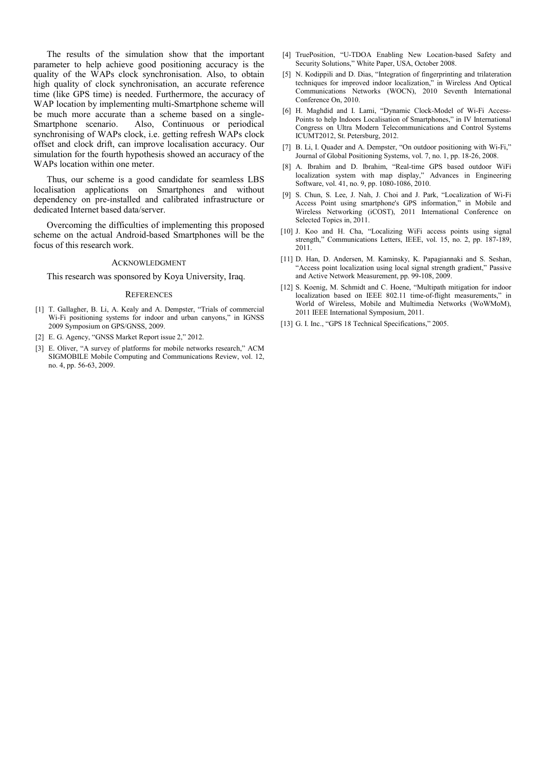The results of the simulation show that the important parameter to help achieve good positioning accuracy is the quality of the WAPs clock synchronisation. Also, to obtain high quality of clock synchronisation, an accurate reference time (like GPS time) is needed. Furthermore, the accuracy of WAP location by implementing multi-Smartphone scheme will be much more accurate than a scheme based on a single-Smartphone scenario. Also, Continuous or periodical synchronising of WAPs clock, i.e. getting refresh WAPs clock offset and clock drift, can improve localisation accuracy. Our simulation for the fourth hypothesis showed an accuracy of the WAPs location within one meter.

Thus, our scheme is a good candidate for seamless LBS localisation applications on Smartphones and without dependency on pre-installed and calibrated infrastructure or dedicated Internet based data/server.

Overcoming the difficulties of implementing this proposed scheme on the actual Android-based Smartphones will be the focus of this research work.

## Acknowledgment

This research was sponsored by Koya University, Iraq.

## References

[1] T. Gallagher, B. Li, A. Kealy and A. Dempster, "Trials of commercial Wi-Fi positioning systems for indoor and urban canyons," in IGNSS 2009 Symposium on GPS/GNSS, 2009.

[2] E. G. Agency, "GNSS Market Report issue 2," 2012.

[3] E. Oliver, "A survey of platforms for mobile networks research," ACM SIGMOBILE Mobile Computing and Communications Review, vol. 12, no. 4, pp. 56-63, 2009.

[4] TruePosition, "U-TDOA Enabling New Location-based Safety and Security Solutions," White Paper, USA, October 2008.

[5] N. Kodippili and D. Dias, "Integration of fingerprinting and trilateration techniques for improved indoor localization," in Wireless And Optical Communications Networks (WOCN), 2010 Seventh International Conference On, 2010.

[6] H. Maghdid and I. Lami, "Dynamic Clock-Model of Wi-Fi Access-Points to help Indoors Localisation of Smartphones," in IV International Congress on Ultra Modern Telecommunications and Control Systems ICUMT2012, St. Petersburg, 2012.

[7] B. Li, I. Quader and A. Dempster, "On outdoor positioning with Wi-Fi," Journal of Global Positioning Systems, vol. 7, no. 1, pp. 18-26, 2008.

[8] A. Ibrahim and D. Ibrahim, "Real-time GPS based outdoor WiFi localization system with map display," Advances in Engineering Software, vol. 41, no. 9, pp. 1080-1086, 2010.

[9] S. Chun, S. Lee, J. Nah, J. Choi and J. Park, "Localization of Wi-Fi Access Point using smartphone's GPS information," in Mobile and Wireless Networking (iCOST), 2011 International Conference on Selected Topics in, 2011.

[10] J. Koo and H. Cha, "Localizing WiFi access points using signal strength," Communications Letters, IEEE, vol. 15, no. 2, pp. 187-189, 2011.

[11] D. Han, D. Andersen, M. Kaminsky, K. Papagiannaki and S. Seshan, "Access point localization using local signal strength gradient," Passive and Active Network Measurement, pp. 99-108, 2009.

[12] S. Koenig, M. Schmidt and C. Hoene, "Multipath mitigation for indoor localization based on IEEE 802.11 time-of-flight measurements," in World of Wireless, Mobile and Multimedia Networks (WoWMoM), 2011 IEEE International Symposium, 2011.

[13] G. I. Inc., "GPS 18 Technical Specifications," 2005.